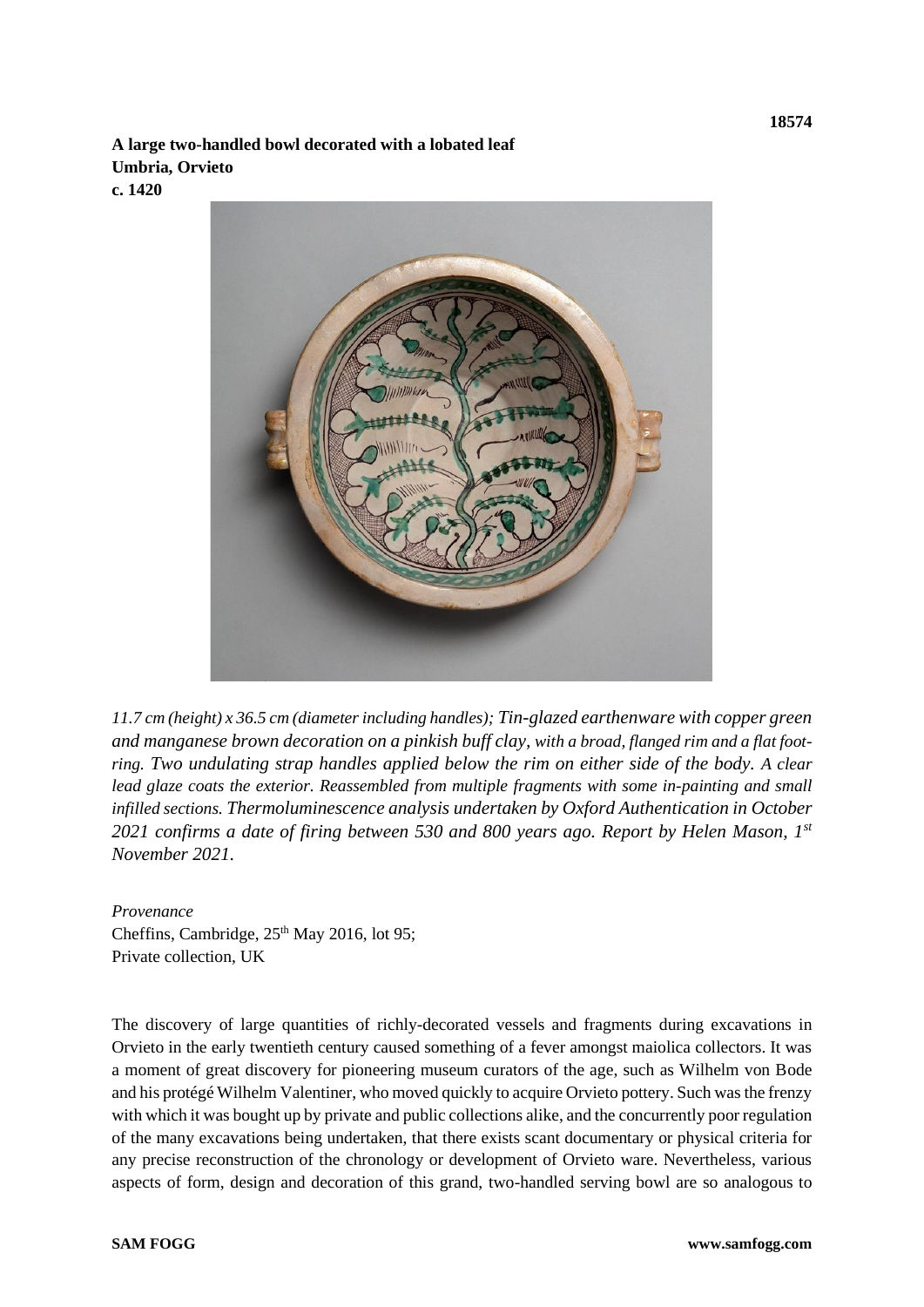18574

**A large two-handled bowl decorated with a lobated leaf**
**Umbria, Orvieto**
**c. 1420**

*11.7 cm (height) x 36.5 cm (diameter including handles); Tin-glazed earthenware with copper green and manganese brown decoration on a pinkish buff clay, with a broad, flanged rim and a flat foot-ring. Two undulating strap handles applied below the rim on either side of the body. A clear lead glaze coats the exterior. Reassembled from multiple fragments with some in-painting and small infilled sections. Thermoluminescence analysis undertaken by Oxford Authentication in October 2021 confirms a date of firing between 530 and 800 years ago. Report by Helen Mason, 1st November 2021.*

*Provenance*
Cheffins, Cambridge, 25th May 2016, lot 95;
Private collection, UK

The discovery of large quantities of richly-decorated vessels and fragments during excavations in Orvieto in the early twentieth century caused something of a fever amongst maiolica collectors. It was a moment of great discovery for pioneering museum curators of the age, such as Wilhelm von Bode and his protégé Wilhelm Valentiner, who moved quickly to acquire Orvieto pottery. Such was the frenzy with which it was bought up by private and public collections alike, and the concurrently poor regulation of the many excavations being undertaken, that there exists scant documentary or physical criteria for any precise reconstruction of the chronology or development of Orvieto ware. Nevertheless, various aspects of form, design and decoration of this grand, two-handled serving bowl are so analogous to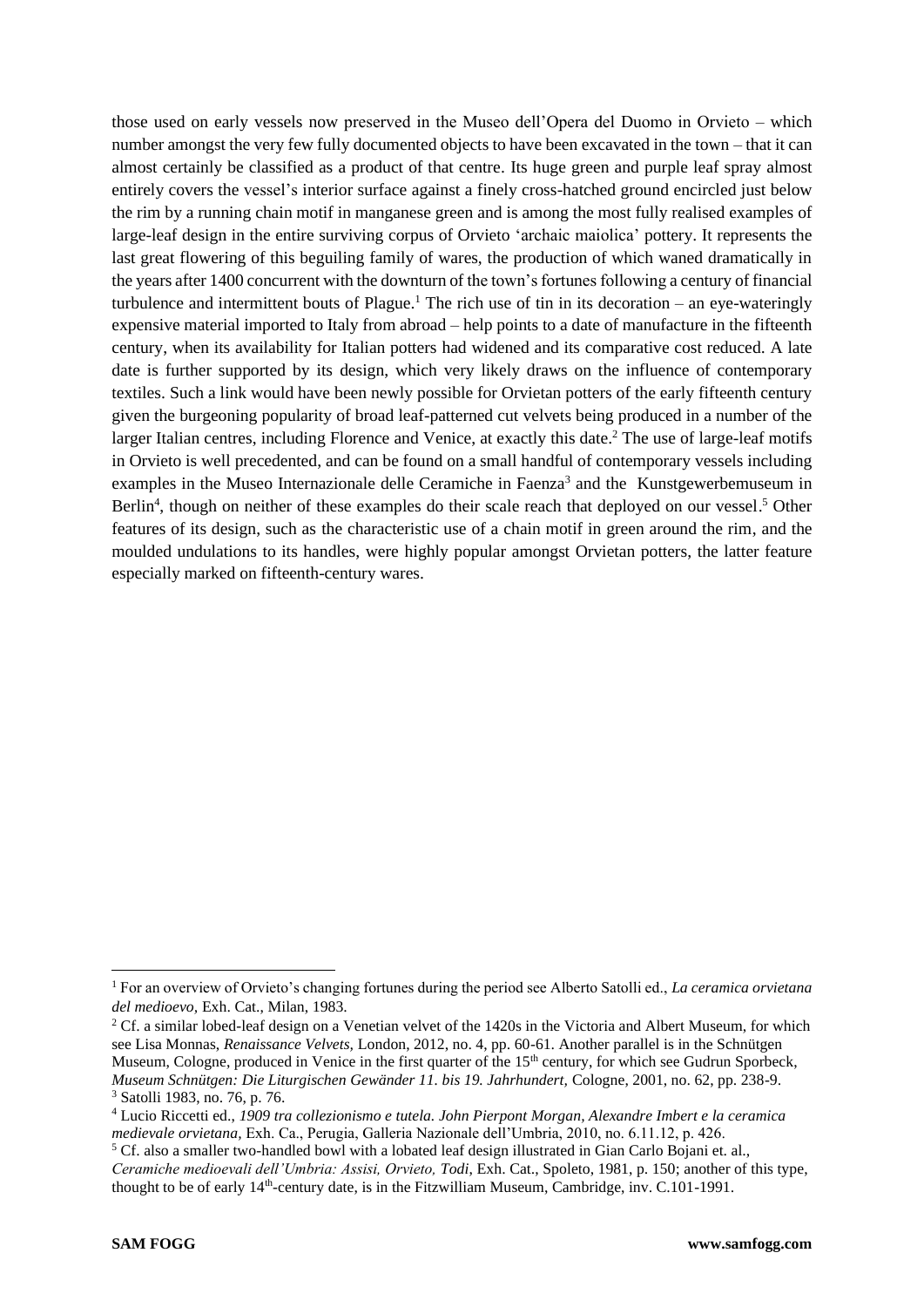those used on early vessels now preserved in the Museo dell'Opera del Duomo in Orvieto – which number amongst the very few fully documented objects to have been excavated in the town – that it can almost certainly be classified as a product of that centre. Its huge green and purple leaf spray almost entirely covers the vessel's interior surface against a finely cross-hatched ground encircled just below the rim by a running chain motif in manganese green and is among the most fully realised examples of large-leaf design in the entire surviving corpus of Orvieto 'archaic maiolica' pottery. It represents the last great flowering of this beguiling family of wares, the production of which waned dramatically in the years after 1400 concurrent with the downturn of the town's fortunes following a century of financial turbulence and intermittent bouts of Plague.[1] The rich use of tin in its decoration – an eye-wateringly expensive material imported to Italy from abroad – help points to a date of manufacture in the fifteenth century, when its availability for Italian potters had widened and its comparative cost reduced. A late date is further supported by its design, which very likely draws on the influence of contemporary textiles. Such a link would have been newly possible for Orvietan potters of the early fifteenth century given the burgeoning popularity of broad leaf-patterned cut velvets being produced in a number of the larger Italian centres, including Florence and Venice, at exactly this date.[2] The use of large-leaf motifs in Orvieto is well precedented, and can be found on a small handful of contemporary vessels including examples in the Museo Internazionale delle Ceramiche in Faenza[3] and the Kunstgewerbemuseum in Berlin[4], though on neither of these examples do their scale reach that deployed on our vessel.[5] Other features of its design, such as the characteristic use of a chain motif in green around the rim, and the moulded undulations to its handles, were highly popular amongst Orvietan potters, the latter feature especially marked on fifteenth-century wares.

---

[1] For an overview of Orvieto's changing fortunes during the period see Alberto Satolli ed., *La ceramica orvietana del medioevo*, Exh. Cat., Milan, 1983.

[2] Cf. a similar lobed-leaf design on a Venetian velvet of the 1420s in the Victoria and Albert Museum, for which see Lisa Monnas, *Renaissance Velvets*, London, 2012, no. 4, pp. 60-61. Another parallel is in the Schnütgen Museum, Cologne, produced in Venice in the first quarter of the 15th century, for which see Gudrun Sporbeck, *Museum Schnütgen: Die Liturgischen Gewänder 11. bis 19. Jahrhundert*, Cologne, 2001, no. 62, pp. 238-9.

[3] Satolli 1983, no. 76, p. 76.

[4] Lucio Riccetti ed., *1909 tra collezionismo e tutela. John Pierpont Morgan, Alexandre Imbert e la ceramica medievale orvietana*, Exh. Ca., Perugia, Galleria Nazionale dell'Umbria, 2010, no. 6.11.12, p. 426.

[5] Cf. also a smaller two-handled bowl with a lobated leaf design illustrated in Gian Carlo Bojani et. al., *Ceramiche medioevali dell'Umbria: Assisi, Orvieto, Todi*, Exh. Cat., Spoleto, 1981, p. 150; another of this type, thought to be of early 14th-century date, is in the Fitzwilliam Museum, Cambridge, inv. C.101-1991.